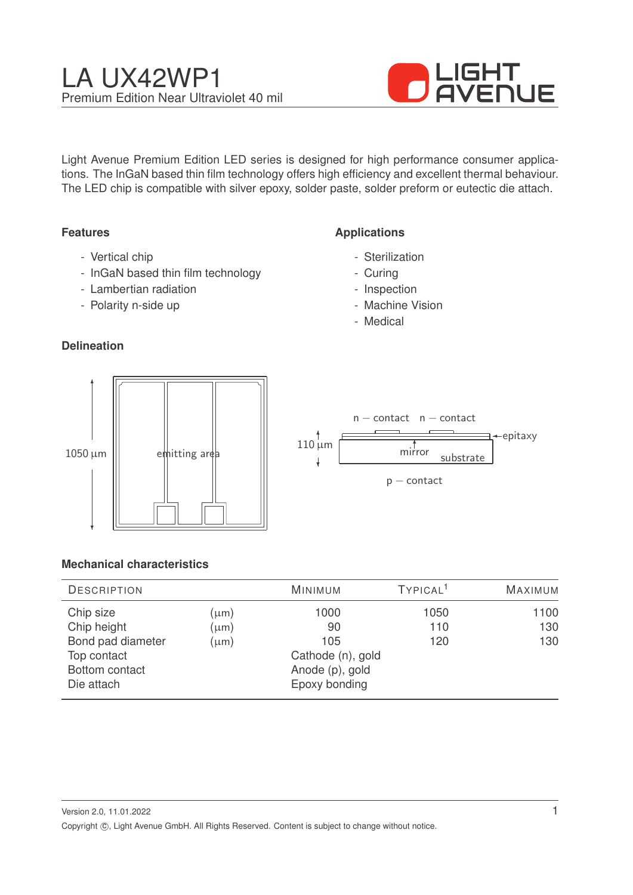# LA UX42WP1

Premium Edition Near Ultraviolet 40 mil

Light Avenue Premium Edition LED series is designed for high performance consumer applications. The InGaN based thin film technology offers high efficiency and excellent thermal behaviour. The LED chip is compatible with silver epoxy, solder paste, solder preform or eutectic die attach.

### Features

- Vertical chip
- InGaN based thin film technology
- Lambertian radiation
- Polarity n-side up

### Applications

- Sterilization
- Curing
- Inspection
- Machine Vision
- Medical

### Delineation

1050 µm

emitting area

n − contact n − contact

110 µm

epitaxy

mirror

substrate

p − contact

### Mechanical characteristics

| Description | | Minimum | Typical[1] | Maximum |
|---|---|---|---|---|
| Chip size | (µm) | 1000 | 1050 | 1100 |
| Chip height | (µm) | 90 | 110 | 130 |
| Bond pad diameter | (µm) | 105 | 120 | 130 |
| Top contact | | Cathode (n), gold | | |
| Bottom contact | | Anode (p), gold | | |
| Die attach | | Epoxy bonding | | |

Version 2.0, 11.01.2022

Copyright ©, Light Avenue GmbH. All Rights Reserved. Content is subject to change without notice.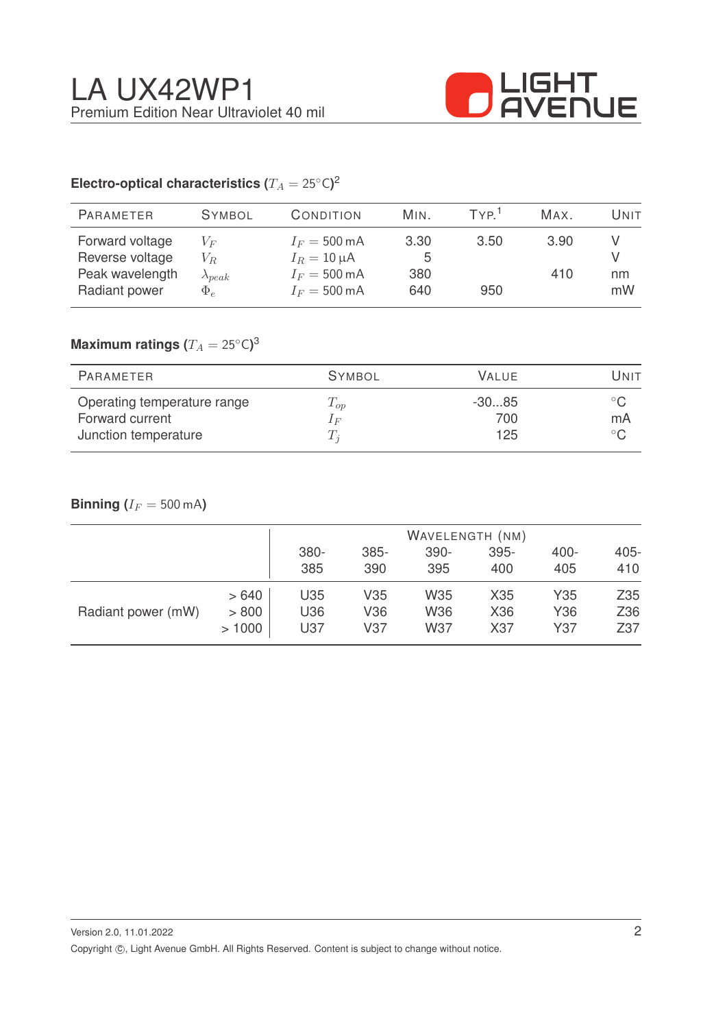# LA UX42WP1

Premium Edition Near Ultraviolet 40 mil

## Electro-optical characteristics ($T_A = 25°C$)[2]

| Parameter | Symbol | Condition | Min. | Typ.[1] | Max. | Unit |
|---|---|---|---|---|---|---|
| Forward voltage | $V_F$ | $I_F = 500\,mA$ | 3.30 | 3.50 | 3.90 | V |
| Reverse voltage | $V_R$ | $I_R = 10\,\mu A$ | 5 | | | V |
| Peak wavelength | $\lambda_{peak}$ | $I_F = 500\,mA$ | 380 | | 410 | nm |
| Radiant power | $\Phi_e$ | $I_F = 500\,mA$ | 640 | 950 | | mW |

## Maximum ratings ($T_A = 25°C$)[3]

| Parameter | Symbol | Value | Unit |
|---|---|---|---|
| Operating temperature range | $T_{op}$ | -30...85 | °C |
| Forward current | $I_F$ | 700 | mA |
| Junction temperature | $T_j$ | 125 | °C |

## Binning ($I_F = 500\,mA$)

| | | Wavelength (nm) | | | | | |
|---|---|---|---|---|---|---|---|
| | | 380-385 | 385-390 | 390-395 | 395-400 | 400-405 | 405-410 |
| Radiant power (mW) | > 640 | U35 | V35 | W35 | X35 | Y35 | Z35 |
| | > 800 | U36 | V36 | W36 | X36 | Y36 | Z36 |
| | > 1000 | U37 | V37 | W37 | X37 | Y37 | Z37 |

Version 2.0, 11.01.2022

Copyright ©, Light Avenue GmbH. All Rights Reserved. Content is subject to change without notice.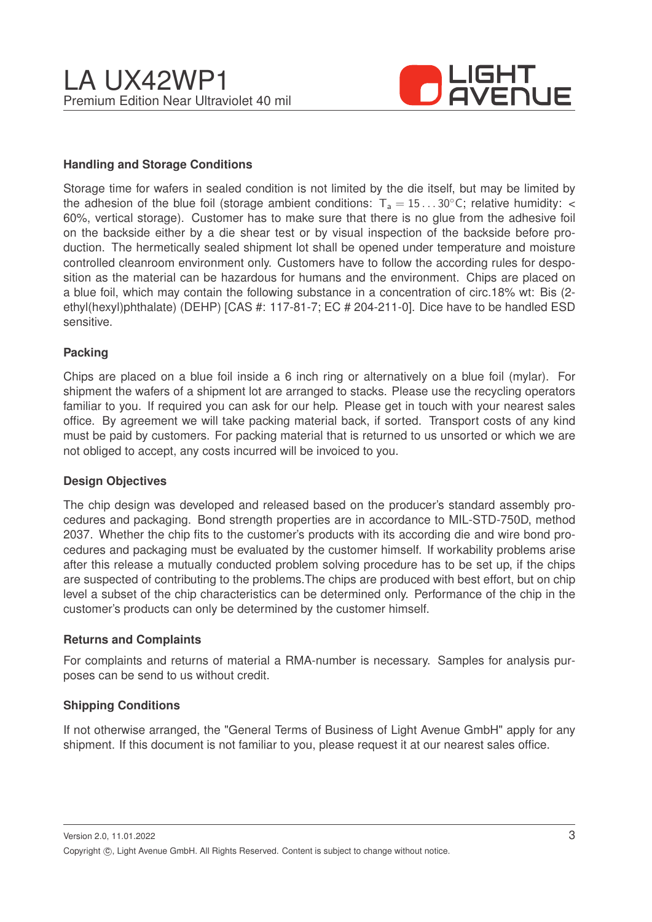## Handling and Storage Conditions

Storage time for wafers in sealed condition is not limited by the die itself, but may be limited by the adhesion of the blue foil (storage ambient conditions: $T_a = 15 \ldots 30°C$; relative humidity: < 60%, vertical storage). Customer has to make sure that there is no glue from the adhesive foil on the backside either by a die shear test or by visual inspection of the backside before production. The hermetically sealed shipment lot shall be opened under temperature and moisture controlled cleanroom environment only. Customers have to follow the according rules for desposition as the material can be hazardous for humans and the environment. Chips are placed on a blue foil, which may contain the following substance in a concentration of circ.18% wt: Bis (2-ethyl(hexyl)phthalate) (DEHP) [CAS #: 117-81-7; EC # 204-211-0]. Dice have to be handled ESD sensitive.

## Packing

Chips are placed on a blue foil inside a 6 inch ring or alternatively on a blue foil (mylar). For shipment the wafers of a shipment lot are arranged to stacks. Please use the recycling operators familiar to you. If required you can ask for our help. Please get in touch with your nearest sales office. By agreement we will take packing material back, if sorted. Transport costs of any kind must be paid by customers. For packing material that is returned to us unsorted or which we are not obliged to accept, any costs incurred will be invoiced to you.

## Design Objectives

The chip design was developed and released based on the producer's standard assembly procedures and packaging. Bond strength properties are in accordance to MIL-STD-750D, method 2037. Whether the chip fits to the customer's products with its according die and wire bond procedures and packaging must be evaluated by the customer himself. If workability problems arise after this release a mutually conducted problem solving procedure has to be set up, if the chips are suspected of contributing to the problems.The chips are produced with best effort, but on chip level a subset of the chip characteristics can be determined only. Performance of the chip in the customer's products can only be determined by the customer himself.

## Returns and Complaints

For complaints and returns of material a RMA-number is necessary. Samples for analysis purposes can be send to us without credit.

## Shipping Conditions

If not otherwise arranged, the "General Terms of Business of Light Avenue GmbH" apply for any shipment. If this document is not familiar to you, please request it at our nearest sales office.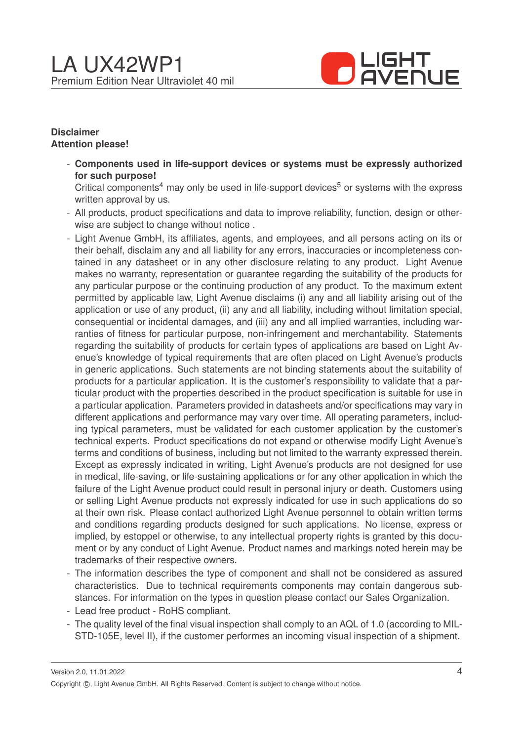**Disclaimer**
**Attention please!**

- **Components used in life-support devices or systems must be expressly authorized for such purpose!**
  Critical components[4] may only be used in life-support devices[5] or systems with the express written approval by us.
- All products, product specifications and data to improve reliability, function, design or otherwise are subject to change without notice .
- Light Avenue GmbH, its affiliates, agents, and employees, and all persons acting on its or their behalf, disclaim any and all liability for any errors, inaccuracies or incompleteness contained in any datasheet or in any other disclosure relating to any product. Light Avenue makes no warranty, representation or guarantee regarding the suitability of the products for any particular purpose or the continuing production of any product. To the maximum extent permitted by applicable law, Light Avenue disclaims (i) any and all liability arising out of the application or use of any product, (ii) any and all liability, including without limitation special, consequential or incidental damages, and (iii) any and all implied warranties, including warranties of fitness for particular purpose, non-infringement and merchantability. Statements regarding the suitability of products for certain types of applications are based on Light Avenue's knowledge of typical requirements that are often placed on Light Avenue's products in generic applications. Such statements are not binding statements about the suitability of products for a particular application. It is the customer's responsibility to validate that a particular product with the properties described in the product specification is suitable for use in a particular application. Parameters provided in datasheets and/or specifications may vary in different applications and performance may vary over time. All operating parameters, including typical parameters, must be validated for each customer application by the customer's technical experts. Product specifications do not expand or otherwise modify Light Avenue's terms and conditions of business, including but not limited to the warranty expressed therein. Except as expressly indicated in writing, Light Avenue's products are not designed for use in medical, life-saving, or life-sustaining applications or for any other application in which the failure of the Light Avenue product could result in personal injury or death. Customers using or selling Light Avenue products not expressly indicated for use in such applications do so at their own risk. Please contact authorized Light Avenue personnel to obtain written terms and conditions regarding products designed for such applications. No license, express or implied, by estoppel or otherwise, to any intellectual property rights is granted by this document or by any conduct of Light Avenue. Product names and markings noted herein may be trademarks of their respective owners.
- The information describes the type of component and shall not be considered as assured characteristics. Due to technical requirements components may contain dangerous substances. For information on the types in question please contact our Sales Organization.
- Lead free product - RoHS compliant.
- The quality level of the final visual inspection shall comply to an AQL of 1.0 (according to MIL-STD-105E, level II), if the customer performes an incoming visual inspection of a shipment.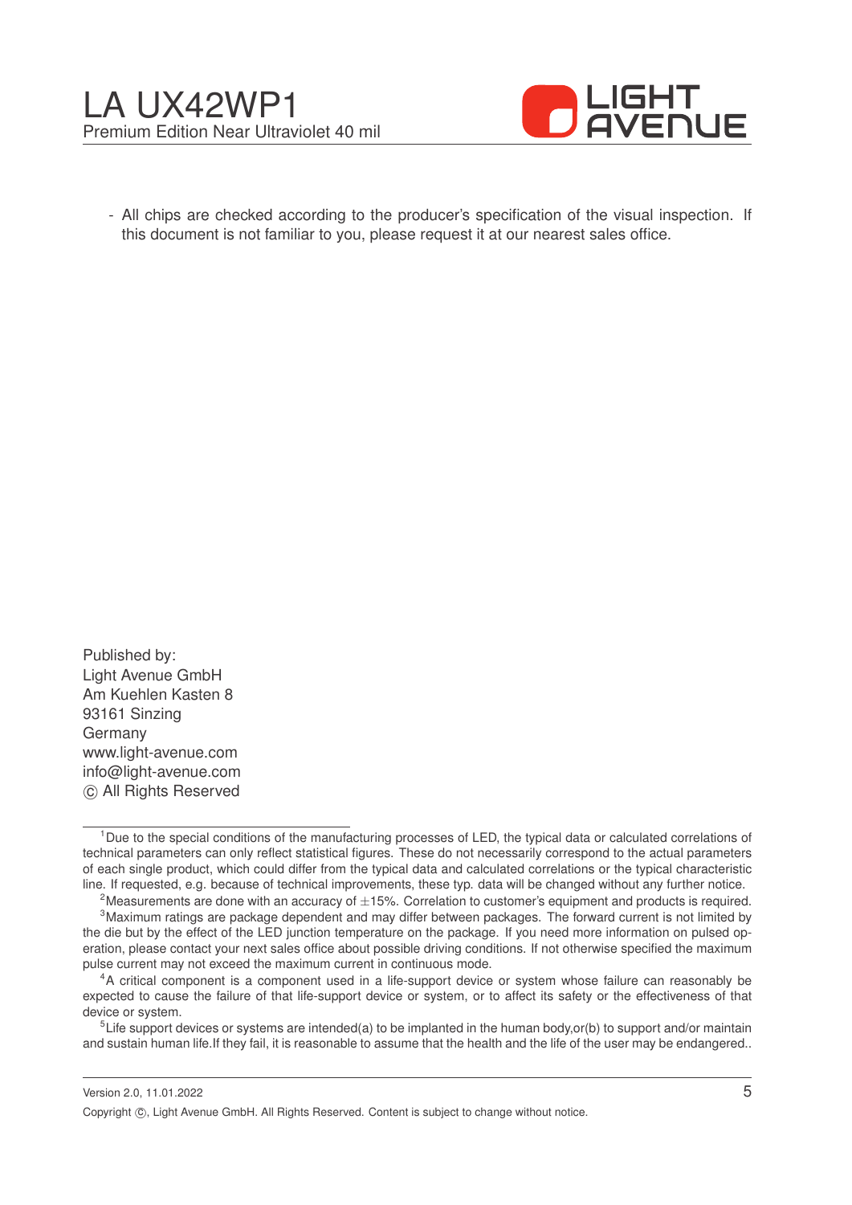- All chips are checked according to the producer's specification of the visual inspection. If this document is not familiar to you, please request it at our nearest sales office.

Published by:
Light Avenue GmbH
Am Kuehlen Kasten 8
93161 Sinzing
Germany
www.light-avenue.com
info@light-avenue.com
© All Rights Reserved

---

[1] Due to the special conditions of the manufacturing processes of LED, the typical data or calculated correlations of technical parameters can only reflect statistical figures. These do not necessarily correspond to the actual parameters of each single product, which could differ from the typical data and calculated correlations or the typical characteristic line. If requested, e.g. because of technical improvements, these typ. data will be changed without any further notice.

[2] Measurements are done with an accuracy of $\pm15\%$. Correlation to customer's equipment and products is required.

[3] Maximum ratings are package dependent and may differ between packages. The forward current is not limited by the die but by the effect of the LED junction temperature on the package. If you need more information on pulsed operation, please contact your next sales office about possible driving conditions. If not otherwise specified the maximum pulse current may not exceed the maximum current in continuous mode.

[4] A critical component is a component used in a life-support device or system whose failure can reasonably be expected to cause the failure of that life-support device or system, or to affect its safety or the effectiveness of that device or system.

[5] Life support devices or systems are intended(a) to be implanted in the human body,or(b) to support and/or maintain and sustain human life.If they fail, it is reasonable to assume that the health and the life of the user may be endangered..